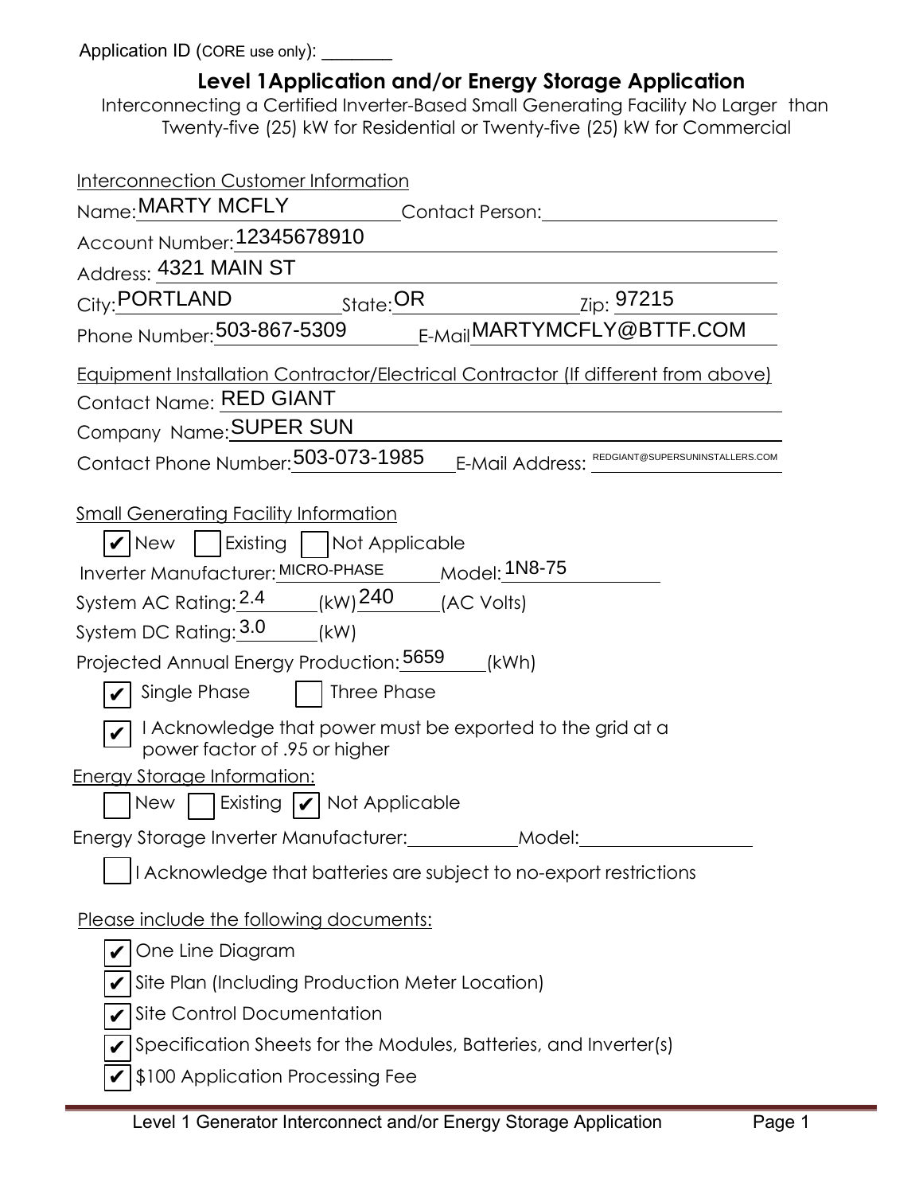Application ID (CORE use only): ________

## Level 1Application and/or Energy Storage Application

Interconnecting a Certified Inverter-Based Small Generating Facility No Larger than Twenty-five (25) kW for Residential or Twenty-five (25) kW for Commercial

**Interconnection Customer Information**

Name: MARTY MCFLY Contact Person: ____________

Account Number: 12345678910

Address: 4321 MAIN ST

City: PORTLAND State: OR Zip: 97215

Phone Number: 503-867-5309 E-Mail MARTYMCFLY@BTTF.COM

**Equipment Installation Contractor/Electrical Contractor (If different from above)**

Contact Name: RED GIANT

Company Name: SUPER SUN

Contact Phone Number: 503-073-1985 E-Mail Address: REDGIANT@SUPERSUNINSTALLERS.COM

**Small Generating Facility Information**

☑ New ☐ Existing ☐ Not Applicable

Inverter Manufacturer: MICRO-PHASE Model: 1N8-75

System AC Rating: 2.4 (kW) 240 (AC Volts)

System DC Rating: 3.0 (kW)

Projected Annual Energy Production: 5659 (kWh)

☑ Single Phase ☐ Three Phase

☑ I Acknowledge that power must be exported to the grid at a power factor of .95 or higher

**Energy Storage Information:**

☐ New ☐ Existing ☑ Not Applicable

Energy Storage Inverter Manufacturer: ____________ Model: ____________

☐ I Acknowledge that batteries are subject to no-export restrictions

**Please include the following documents:**

☑ One Line Diagram

☑ Site Plan (Including Production Meter Location)

☑ Site Control Documentation

☑ Specification Sheets for the Modules, Batteries, and Inverter(s)

☑ $100 Application Processing Fee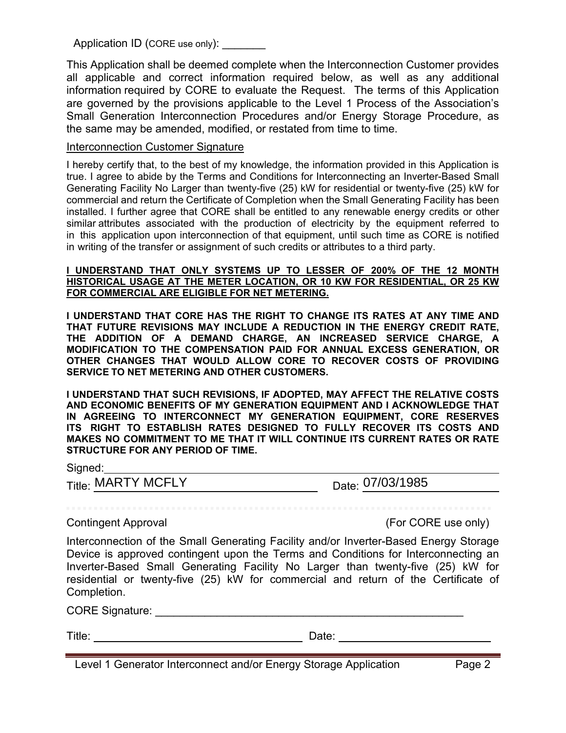Application ID (CORE use only): ________

This Application shall be deemed complete when the Interconnection Customer provides all applicable and correct information required below, as well as any additional information required by CORE to evaluate the Request. The terms of this Application are governed by the provisions applicable to the Level 1 Process of the Association's Small Generation Interconnection Procedures and/or Energy Storage Procedure, as the same may be amended, modified, or restated from time to time.

Interconnection Customer Signature

I hereby certify that, to the best of my knowledge, the information provided in this Application is true. I agree to abide by the Terms and Conditions for Interconnecting an Inverter-Based Small Generating Facility No Larger than twenty-five (25) kW for residential or twenty-five (25) kW for commercial and return the Certificate of Completion when the Small Generating Facility has been installed. I further agree that CORE shall be entitled to any renewable energy credits or other similar attributes associated with the production of electricity by the equipment referred to in this application upon interconnection of that equipment, until such time as CORE is notified in writing of the transfer or assignment of such credits or attributes to a third party.

**I UNDERSTAND THAT ONLY SYSTEMS UP TO LESSER OF 200% OF THE 12 MONTH HISTORICAL USAGE AT THE METER LOCATION, OR 10 KW FOR RESIDENTIAL, OR 25 KW FOR COMMERCIAL ARE ELIGIBLE FOR NET METERING.**

**I UNDERSTAND THAT CORE HAS THE RIGHT TO CHANGE ITS RATES AT ANY TIME AND THAT FUTURE REVISIONS MAY INCLUDE A REDUCTION IN THE ENERGY CREDIT RATE, THE ADDITION OF A DEMAND CHARGE, AN INCREASED SERVICE CHARGE, A MODIFICATION TO THE COMPENSATION PAID FOR ANNUAL EXCESS GENERATION, OR OTHER CHANGES THAT WOULD ALLOW CORE TO RECOVER COSTS OF PROVIDING SERVICE TO NET METERING AND OTHER CUSTOMERS.**

**I UNDERSTAND THAT SUCH REVISIONS, IF ADOPTED, MAY AFFECT THE RELATIVE COSTS AND ECONOMIC BENEFITS OF MY GENERATION EQUIPMENT AND I ACKNOWLEDGE THAT IN AGREEING TO INTERCONNECT MY GENERATION EQUIPMENT, CORE RESERVES ITS RIGHT TO ESTABLISH RATES DESIGNED TO FULLY RECOVER ITS COSTS AND MAKES NO COMMITMENT TO ME THAT IT WILL CONTINUE ITS CURRENT RATES OR RATE STRUCTURE FOR ANY PERIOD OF TIME.**

Signed: ________________________________________

Title: MARTY MCFLY Date: 07/03/1985

Contingent Approval (For CORE use only)

Interconnection of the Small Generating Facility and/or Inverter-Based Energy Storage Device is approved contingent upon the Terms and Conditions for Interconnecting an Inverter-Based Small Generating Facility No Larger than twenty-five (25) kW for residential or twenty-five (25) kW for commercial and return of the Certificate of Completion.

CORE Signature: ________________________________________

Title: ____________________ Date: ____________________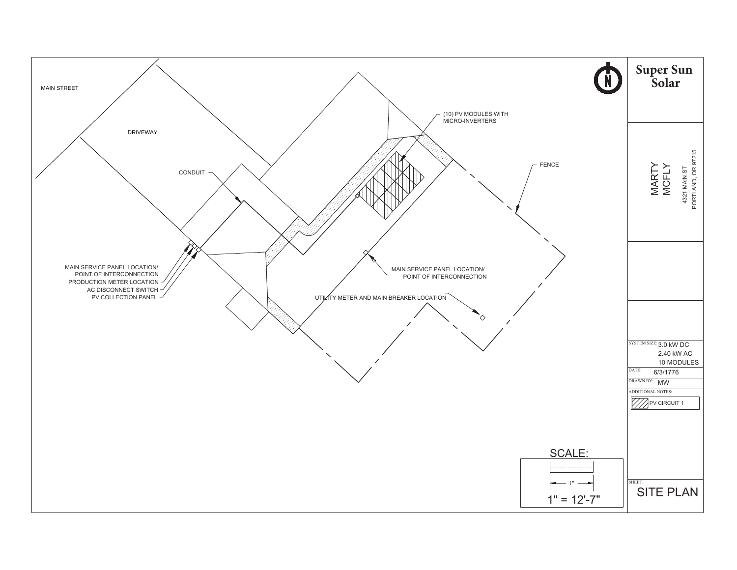MAIN STREET

DRIVEWAY

CONDUIT

(10) PV MODULES WITH MICRO-INVERTERS

FENCE

MAIN SERVICE PANEL LOCATION/ POINT OF INTERCONNECTION

PRODUCTION METER LOCATION

AC DISCONNECT SWITCH

PV COLLECTION PANEL

MAIN SERVICE PANEL LOCATION/ POINT OF INTERCONNECTION

UTILITY METER AND MAIN BREAKER LOCATION

SCALE:

1"

1" = 12'-7"

# Super Sun Solar

MARTY MCFLY

4321 MAIN ST
PORTLAND, OR 97215

SYSTEM SIZE: 3.0 kW DC
2.40 kW AC
10 MODULES

DATE: 6/3/1776

DRAWN BY: MW

ADDITIONAL NOTES:

PV CIRCUIT 1

SHEET:

## SITE PLAN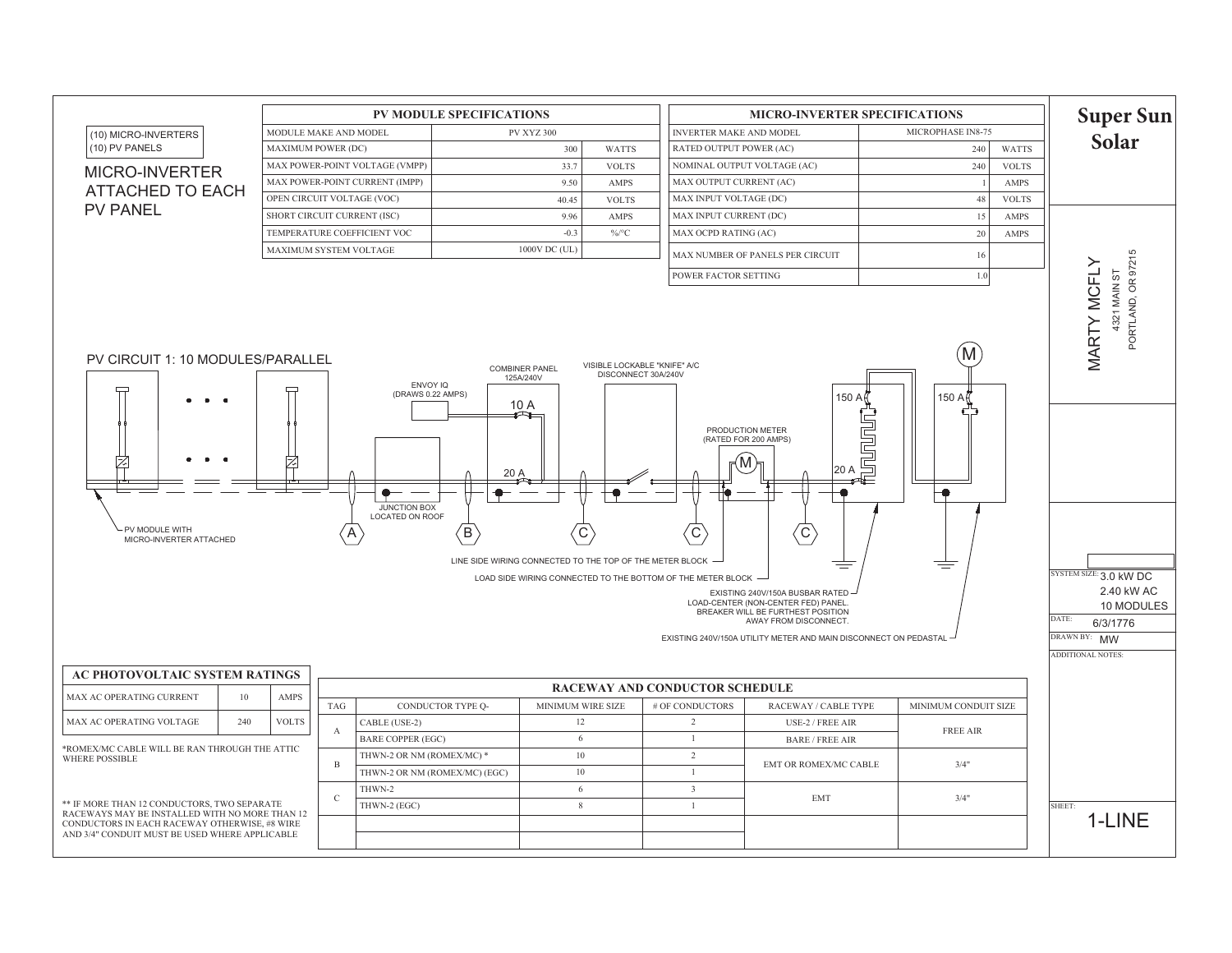**Super Sun Solar**

MARTY MCFLY
4321 MAIN ST
PORTLAND, OR 97215

(10) MICRO-INVERTERS
(10) PV PANELS

MICRO-INVERTER ATTACHED TO EACH PV PANEL

| PV MODULE SPECIFICATIONS | | |
|---|---|---|
| MODULE MAKE AND MODEL | PV XYZ 300 | |
| MAXIMUM POWER (DC) | 300 | WATTS |
| MAX POWER-POINT VOLTAGE (VMPP) | 33.7 | VOLTS |
| MAX POWER-POINT CURRENT (IMPP) | 9.50 | AMPS |
| OPEN CIRCUIT VOLTAGE (VOC) | 40.45 | VOLTS |
| SHORT CIRCUIT CURRENT (ISC) | 9.96 | AMPS |
| TEMPERATURE COEFFICIENT VOC | -0.3 | %/°C |
| MAXIMUM SYSTEM VOLTAGE | 1000V DC (UL) | |

| MICRO-INVERTER SPECIFICATIONS | | |
|---|---|---|
| INVERTER MAKE AND MODEL | MICROPHASE IN8-75 | |
| RATED OUTPUT POWER (AC) | 240 | WATTS |
| NOMINAL OUTPUT VOLTAGE (AC) | 240 | VOLTS |
| MAX OUTPUT CURRENT (AC) | 1 | AMPS |
| MAX INPUT VOLTAGE (DC) | 48 | VOLTS |
| MAX INPUT CURRENT (DC) | 15 | AMPS |
| MAX OCPD RATING (AC) | 20 | AMPS |
| MAX NUMBER OF PANELS PER CIRCUIT | 16 | |
| POWER FACTOR SETTING | 1.0 | |

PV CIRCUIT 1: 10 MODULES/PARALLEL

PV MODULE WITH MICRO-INVERTER ATTACHED

JUNCTION BOX LOCATED ON ROOF

ENVOY IQ (DRAWS 0.22 AMPS)

COMBINER PANEL 125A/240V

10 A

20 A

VISIBLE LOCKABLE "KNIFE" A/C DISCONNECT 30A/240V

PRODUCTION METER (RATED FOR 200 AMPS)

M

150 A

20 A

150 A

M

A B C C C

LINE SIDE WIRING CONNECTED TO THE TOP OF THE METER BLOCK

LOAD SIDE WIRING CONNECTED TO THE BOTTOM OF THE METER BLOCK

EXISTING 240V/150A BUSBAR RATED LOAD-CENTER (NON-CENTER FED) PANEL. BREAKER WILL BE FURTHEST POSITION AWAY FROM DISCONNECT.

EXISTING 240V/150A UTILITY METER AND MAIN DISCONNECT ON PEDASTAL

| AC PHOTOVOLTAIC SYSTEM RATINGS | | |
|---|---|---|
| MAX AC OPERATING CURRENT | 10 | AMPS |
| MAX AC OPERATING VOLTAGE | 240 | VOLTS |

*ROMEX/MC CABLE WILL BE RAN THROUGH THE ATTIC WHERE POSSIBLE

** IF MORE THAN 12 CONDUCTORS, TWO SEPARATE RACEWAYS MAY BE INSTALLED WITH NO MORE THAN 12 CONDUCTORS IN EACH RACEWAY OTHERWISE, #8 WIRE AND 3/4" CONDUIT MUST BE USED WHERE APPLICABLE

| RACEWAY AND CONDUCTOR SCHEDULE | | | | | |
|---|---|---|---|---|---|
| TAG | CONDUCTOR TYPE Q- | MINIMUM WIRE SIZE | # OF CONDUCTORS | RACEWAY / CABLE TYPE | MINIMUM CONDUIT SIZE |
| A | CABLE (USE-2) | 12 | 2 | USE-2 / FREE AIR | FREE AIR |
| | BARE COPPER (EGC) | 6 | 1 | BARE / FREE AIR | |
| B | THWN-2 OR NM (ROMEX/MC) * | 10 | 2 | EMT OR ROMEX/MC CABLE | 3/4" |
| | THWN-2 OR NM (ROMEX/MC) (EGC) | 10 | 1 | | |
| C | THWN-2 | 6 | 3 | EMT | 3/4" |
| | THWN-2 (EGC) | 8 | 1 | | |
| | | | | | |
| | | | | | |

SYSTEM SIZE: 3.0 kW DC
2.40 kW AC
10 MODULES

DATE: 6/3/1776

DRAWN BY: MW

ADDITIONAL NOTES:

SHEET: 1-LINE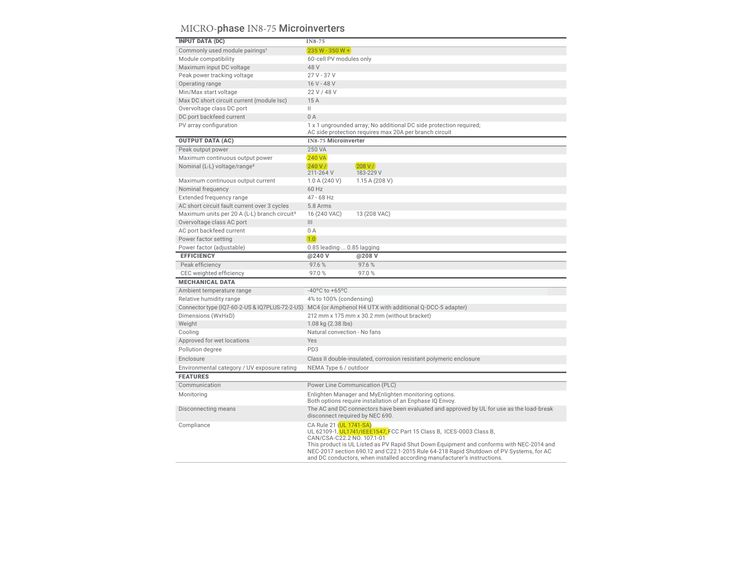# MICRO-phase IN8-75 Microinverters

| INPUT DATA (DC) | IN8-75 | |
|---|---|---|
| Commonly used module pairings[1] | 235 W - 350 W + | |
| Module compatibility | 60-cell PV modules only | |
| Maximum input DC voltage | 48 V | |
| Peak power tracking voltage | 27 V - 37 V | |
| Operating range | 16 V - 48 V | |
| Min/Max start voltage | 22 V / 48 V | |
| Max DC short circuit current (module Isc) | 15 A | |
| Overvoltage class DC port | II | |
| DC port backfeed current | 0 A | |
| PV array configuration | 1 x 1 ungrounded array; No additional DC side protection required; AC side protection requires max 20A per branch circuit | |
| **OUTPUT DATA (AC)** | **IN8-75 Microinverter** | |
| Peak output power | 250 VA | |
| Maximum continuous output power | 240 VA | |
| Nominal (L-L) voltage/range[2] | 240 V / 211-264 V | 208 V / 183-229 V |
| Maximum continuous output current | 1.0 A (240 V) | 1.15 A (208 V) |
| Nominal frequency | 60 Hz | |
| Extended frequency range | 47 - 68 Hz | |
| AC short circuit fault current over 3 cycles | 5.8 Arms | |
| Maximum units per 20 A (L-L) branch circuit[3] | 16 (240 VAC) | 13 (208 VAC) |
| Overvoltage class AC port | III | |
| AC port backfeed current | 0 A | |
| Power factor setting | 1.0 | |
| Power factor (adjustable) | 0.85 leading ... 0.85 lagging | |
| **EFFICIENCY** | **@240 V** | **@208 V** |
| Peak efficiency | 97.6 % | 97.6 % |
| CEC weighted efficiency | 97.0 % | 97.0 % |
| **MECHANICAL DATA** | | |
| Ambient temperature range | -40ºC to +65ºC | |
| Relative humidity range | 4% to 100% (condensing) | |
| Connector type (IQ7-60-2-US & IQ7PLUS-72-2-US) | MC4 (or Amphenol H4 UTX with additional Q-DCC-5 adapter) | |
| Dimensions (WxHxD) | 212 mm x 175 mm x 30.2 mm (without bracket) | |
| Weight | 1.08 kg (2.38 lbs) | |
| Cooling | Natural convection - No fans | |
| Approved for wet locations | Yes | |
| Pollution degree | PD3 | |
| Enclosure | Class II double-insulated, corrosion resistant polymeric enclosure | |
| Environmental category / UV exposure rating | NEMA Type 6 / outdoor | |
| **FEATURES** | | |
| Communication | Power Line Communication (PLC) | |
| Monitoring | Enlighten Manager and MyEnlighten monitoring options. Both options require installation of an Enphase IQ Envoy. | |
| Disconnecting means | The AC and DC connectors have been evaluated and approved by UL for use as the load-break disconnect required by NEC 690. | |
| Compliance | CA Rule 21 (UL 1741-SA) UL 62109-1, UL1741/IEEE1547, FCC Part 15 Class B, ICES-0003 Class B, CAN/CSA-C22.2 NO. 107.1-01 This product is UL Listed as PV Rapid Shut Down Equipment and conforms with NEC-2014 and NEC-2017 section 690.12 and C22.1-2015 Rule 64-218 Rapid Shutdown of PV Systems, for AC and DC conductors, when installed according manufacturer's instructions. | |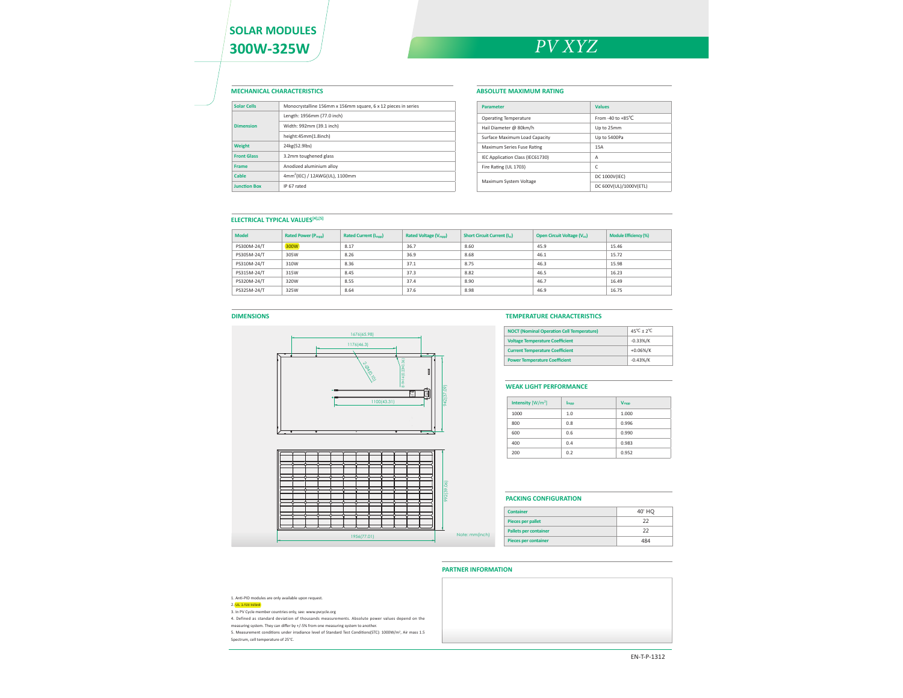# SOLAR MODULES 300W-325W

# PV XYZ

## MECHANICAL CHARACTERISTICS

| | |
|---|---|
| Solar Cells | Monocrystalline 156mm x 156mm square, 6 x 12 pieces in series |
| Dimension | Length: 1956mm (77.0 inch) |
| | Width: 992mm (39.1 inch) |
| | height:45mm(1.8inch) |
| Weight | 24kg(52.9lbs) |
| Front Glass | 3.2mm toughened glass |
| Frame | Anodized aluminium alloy |
| Cable | $4mm^2$(IEC) / 12AWG(UL), 1100mm |
| Junction Box | IP 67 rated |

## ABSOLUTE MAXIMUM RATING

| Parameter | Values |
|---|---|
| Operating Temperature | From -40 to +85℃ |
| Hail Diameter @ 80km/h | Up to 25mm |
| Surface Maximum Load Capacity | Up to 5400Pa |
| Maximum Series Fuse Rating | 15A |
| IEC Application Class (IEC61730) | A |
| Fire Rating (UL 1703) | C |
| Maximum System Voltage | DC 1000V(IEC) |
| | DC 600V(UL)/1000V(ETL) |

## ELECTRICAL TYPICAL VALUES[4],[5]

| Model | Rated Power ($P_{mpp}$) | Rated Current ($I_{mpp}$) | Rated Voltage ($V_{mpp}$) | Short Circuit Current ($I_{sc}$) | Open Circuit Voltage ($V_{oc}$) | Module Efficiency (%) |
|---|---|---|---|---|---|---|
| PS300M-24/T | 300W | 8.17 | 36.7 | 8.60 | 45.9 | 15.46 |
| PS305M-24/T | 305W | 8.26 | 36.9 | 8.68 | 46.1 | 15.72 |
| PS310M-24/T | 310W | 8.36 | 37.1 | 8.75 | 46.3 | 15.98 |
| PS315M-24/T | 315W | 8.45 | 37.3 | 8.82 | 46.5 | 16.23 |
| PS320M-24/T | 320W | 8.55 | 37.4 | 8.90 | 46.7 | 16.49 |
| PS325M-24/T | 325W | 8.64 | 37.6 | 8.98 | 46.9 | 16.75 |

## DIMENSIONS

1676(65.98)
1176(46.3)
2-Φ4(0.16)
8-Φ14(0.35x0.55)
1100(43.31)
942(37.09)
992(39.06)
1956(77.01)
Note: mm(inch)

## TEMPERATURE CHARACTERISTICS

| | |
|---|---|
| NOCT (Nominal Operation Cell Temperature) | 45℃ ± 2℃ |
| Voltage Temperature Coefficient | -0.33%/K |
| Current Temperature Coefficient | +0.06%/K |
| Power Temperature Coefficient | -0.43%/K |

## WEAK LIGHT PERFORMANCE

| Intensity [$W/m^2$] | $I_{mpp}$ | $V_{mpp}$ |
|---|---|---|
| 1000 | 1.0 | 1.000 |
| 800 | 0.8 | 0.996 |
| 600 | 0.6 | 0.990 |
| 400 | 0.4 | 0.983 |
| 200 | 0.2 | 0.952 |

## PACKING CONFIGURATION

| | |
|---|---|
| Container | 40' HQ |
| Pieces per pallet | 22 |
| Pallets per container | 22 |
| Pieces per container | 484 |

## PARTNER INFORMATION

1. Anti-PID modules are only available upon request.
2. UL 1703 listed
3. In PV Cycle member countries only, see: www.pvcycle.org
4. Defined as standard deviation of thousands measurements. Absolute power values depend on the measuring system. They can differ by +/-5% from one measuring system to another.
5. Measurement conditions under irradiance level of Standard Test Conditions(STC): 1000W/m², Air mass 1.5 Spectrum, cell temperature of 25°C.

EN-T-P-1312